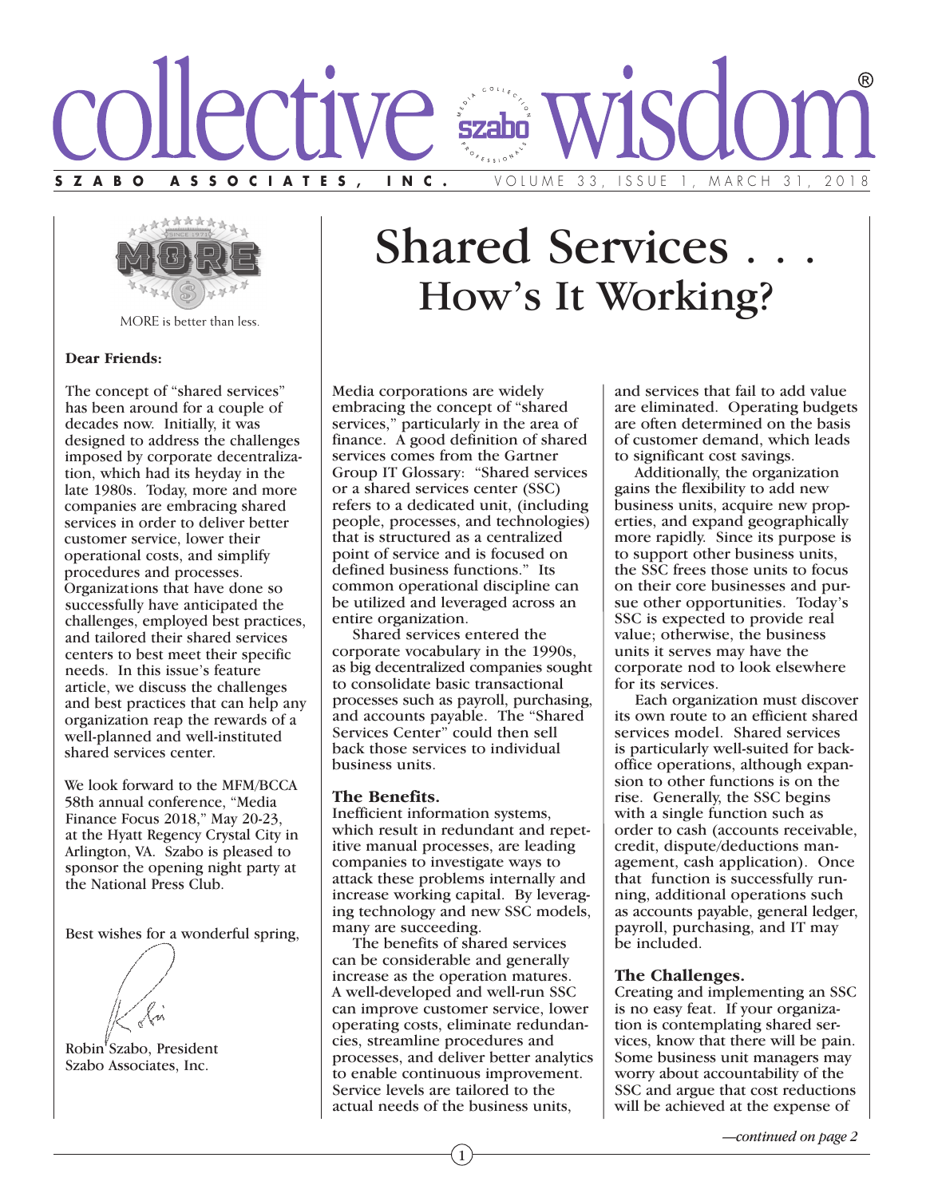# collective wisdom®

**SZABO ASSOCIATES, INC.** VOLUME 33, ISSUE 1, MARCH 31, 2018

MORE is better than less.

**Dear Friends:**

The concept of "shared services" has been around for a couple of decades now. Initially, it was designed to address the challenges imposed by corporate decentralization, which had its heyday in the late 1980s. Today, more and more companies are embracing shared services in order to deliver better customer service, lower their operational costs, and simplify procedures and processes. Organizations that have done so successfully have anticipated the challenges, employed best practices, and tailored their shared services centers to best meet their specific needs. In this issue's feature article, we discuss the challenges and best practices that can help any organization reap the rewards of a well-planned and well-instituted shared services center.

We look forward to the MFM/BCCA 58th annual conference, "Media Finance Focus 2018," May 20-23, at the Hyatt Regency Crystal City in Arlington, VA. Szabo is pleased to sponsor the opening night party at the National Press Club.

Best wishes for a wonderful spring,

Robin Szabo, President
Szabo Associates, Inc.

# Shared Services . . . How's It Working?

Media corporations are widely embracing the concept of "shared services," particularly in the area of finance. A good definition of shared services comes from the Gartner Group IT Glossary: "Shared services or a shared services center (SSC) refers to a dedicated unit, (including people, processes, and technologies) that is structured as a centralized point of service and is focused on defined business functions." Its common operational discipline can be utilized and leveraged across an entire organization.

Shared services entered the corporate vocabulary in the 1990s, as big decentralized companies sought to consolidate basic transactional processes such as payroll, purchasing, and accounts payable. The "Shared Services Center" could then sell back those services to individual business units.

### The Benefits.

Inefficient information systems, which result in redundant and repetitive manual processes, are leading companies to investigate ways to attack these problems internally and increase working capital. By leveraging technology and new SSC models, many are succeeding.

The benefits of shared services can be considerable and generally increase as the operation matures. A well-developed and well-run SSC can improve customer service, lower operating costs, eliminate redundancies, streamline procedures and processes, and deliver better analytics to enable continuous improvement. Service levels are tailored to the actual needs of the business units, and services that fail to add value are eliminated. Operating budgets are often determined on the basis of customer demand, which leads to significant cost savings.

Additionally, the organization gains the flexibility to add new business units, acquire new properties, and expand geographically more rapidly. Since its purpose is to support other business units, the SSC frees those units to focus on their core businesses and pursue other opportunities. Today's SSC is expected to provide real value; otherwise, the business units it serves may have the corporate nod to look elsewhere for its services.

Each organization must discover its own route to an efficient shared services model. Shared services is particularly well-suited for back-office operations, although expansion to other functions is on the rise. Generally, the SSC begins with a single function such as order to cash (accounts receivable, credit, dispute/deductions management, cash application). Once that function is successfully running, additional operations such as accounts payable, general ledger, payroll, purchasing, and IT may be included.

### The Challenges.

Creating and implementing an SSC is no easy feat. If your organization is contemplating shared services, know that there will be pain. Some business unit managers may worry about accountability of the SSC and argue that cost reductions will be achieved at the expense of

*—continued on page 2*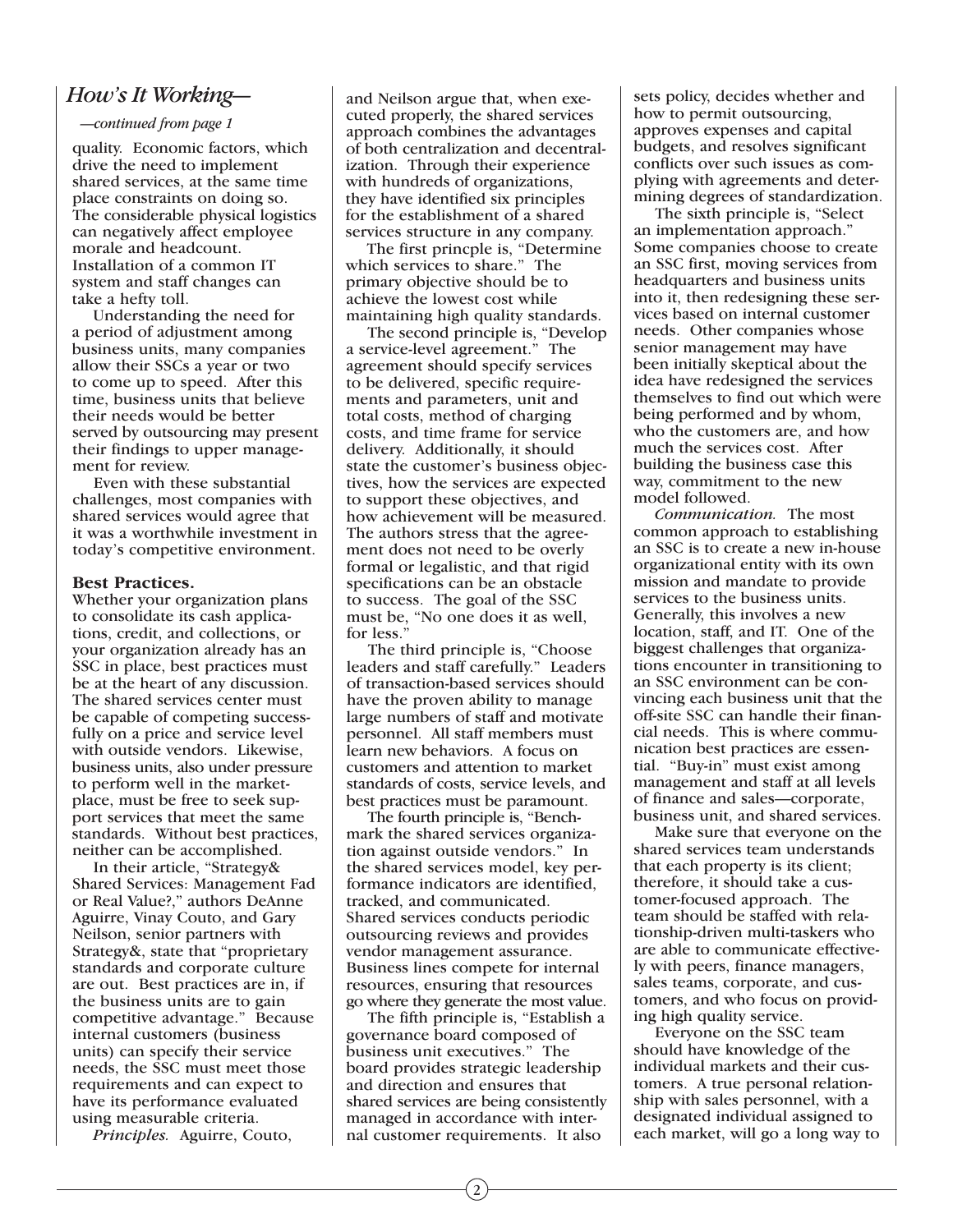## *How's It Working—*

*—continued from page 1*

quality. Economic factors, which drive the need to implement shared services, at the same time place constraints on doing so. The considerable physical logistics can negatively affect employee morale and headcount. Installation of a common IT system and staff changes can take a hefty toll.

Understanding the need for a period of adjustment among business units, many companies allow their SSCs a year or two to come up to speed. After this time, business units that believe their needs would be better served by outsourcing may present their findings to upper management for review.

Even with these substantial challenges, most companies with shared services would agree that it was a worthwhile investment in today's competitive environment.

**Best Practices.**

Whether your organization plans to consolidate its cash applications, credit, and collections, or your organization already has an SSC in place, best practices must be at the heart of any discussion. The shared services center must be capable of competing successfully on a price and service level with outside vendors. Likewise, business units, also under pressure to perform well in the marketplace, must be free to seek support services that meet the same standards. Without best practices, neither can be accomplished.

In their article, "Strategy& Shared Services: Management Fad or Real Value?," authors DeAnne Aguirre, Vinay Couto, and Gary Neilson, senior partners with Strategy&, state that "proprietary standards and corporate culture are out. Best practices are in, if the business units are to gain competitive advantage." Because internal customers (business units) can specify their service needs, the SSC must meet those requirements and can expect to have its performance evaluated using measurable criteria.

*Principles.* Aguirre, Couto, and Neilson argue that, when executed properly, the shared services approach combines the advantages of both centralization and decentralization. Through their experience with hundreds of organizations, they have identified six principles for the establishment of a shared services structure in any company.

The first princple is, "Determine which services to share." The primary objective should be to achieve the lowest cost while maintaining high quality standards.

The second principle is, "Develop a service-level agreement." The agreement should specify services to be delivered, specific requirements and parameters, unit and total costs, method of charging costs, and time frame for service delivery. Additionally, it should state the customer's business objectives, how the services are expected to support these objectives, and how achievement will be measured. The authors stress that the agreement does not need to be overly formal or legalistic, and that rigid specifications can be an obstacle to success. The goal of the SSC must be, "No one does it as well, for less."

The third principle is, "Choose leaders and staff carefully." Leaders of transaction-based services should have the proven ability to manage large numbers of staff and motivate personnel. All staff members must learn new behaviors. A focus on customers and attention to market standards of costs, service levels, and best practices must be paramount.

The fourth principle is, "Benchmark the shared services organization against outside vendors." In the shared services model, key performance indicators are identified, tracked, and communicated. Shared services conducts periodic outsourcing reviews and provides vendor management assurance. Business lines compete for internal resources, ensuring that resources go where they generate the most value.

The fifth principle is, "Establish a governance board composed of business unit executives." The board provides strategic leadership and direction and ensures that shared services are being consistently managed in accordance with internal customer requirements. It also sets policy, decides whether and how to permit outsourcing, approves expenses and capital budgets, and resolves significant conflicts over such issues as complying with agreements and determining degrees of standardization.

The sixth principle is, "Select an implementation approach." Some companies choose to create an SSC first, moving services from headquarters and business units into it, then redesigning these services based on internal customer needs. Other companies whose senior management may have been initially skeptical about the idea have redesigned the services themselves to find out which were being performed and by whom, who the customers are, and how much the services cost. After building the business case this way, commitment to the new model followed.

*Communication.* The most common approach to establishing an SSC is to create a new in-house organizational entity with its own mission and mandate to provide services to the business units. Generally, this involves a new location, staff, and IT. One of the biggest challenges that organizations encounter in transitioning to an SSC environment can be convincing each business unit that the off-site SSC can handle their financial needs. This is where communication best practices are essential. "Buy-in" must exist among management and staff at all levels of finance and sales—corporate, business unit, and shared services.

Make sure that everyone on the shared services team understands that each property is its client; therefore, it should take a customer-focused approach. The team should be staffed with relationship-driven multi-taskers who are able to communicate effectively with peers, finance managers, sales teams, corporate, and customers, and who focus on providing high quality service.

Everyone on the SSC team should have knowledge of the individual markets and their customers. A true personal relationship with sales personnel, with a designated individual assigned to each market, will go a long way to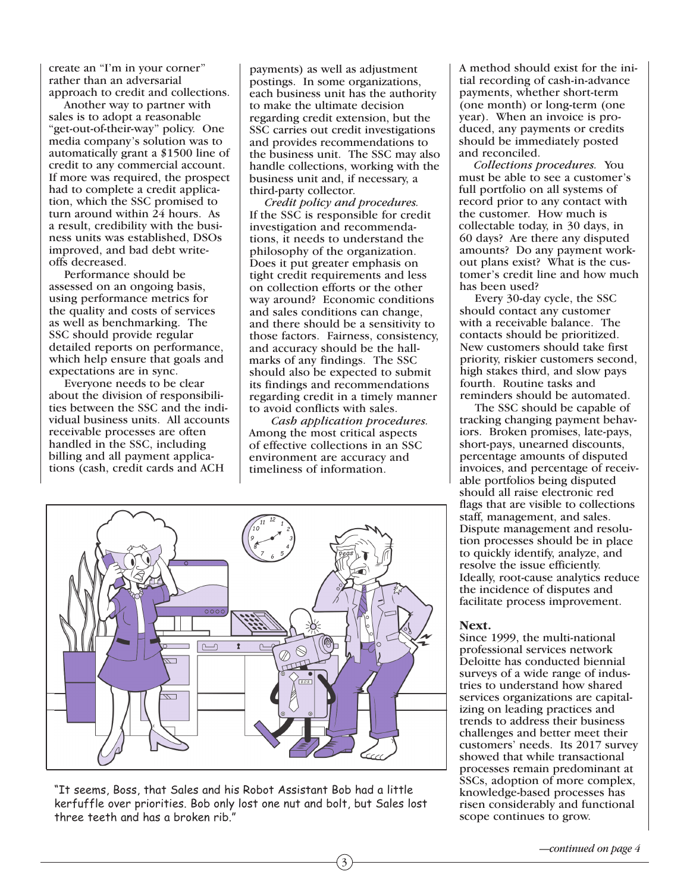create an "I'm in your corner" rather than an adversarial approach to credit and collections.

Another way to partner with sales is to adopt a reasonable "get-out-of-their-way" policy. One media company's solution was to automatically grant a $1500 line of credit to any commercial account. If more was required, the prospect had to complete a credit application, which the SSC promised to turn around within 24 hours. As a result, credibility with the business units was established, DSOs improved, and bad debt write-offs decreased.

Performance should be assessed on an ongoing basis, using performance metrics for the quality and costs of services as well as benchmarking. The SSC should provide regular detailed reports on performance, which help ensure that goals and expectations are in sync.

Everyone needs to be clear about the division of responsibilities between the SSC and the individual business units. All accounts receivable processes are often handled in the SSC, including billing and all payment applications (cash, credit cards and ACH payments) as well as adjustment postings. In some organizations, each business unit has the authority to make the ultimate decision regarding credit extension, but the SSC carries out credit investigations and provides recommendations to the business unit. The SSC may also handle collections, working with the business unit and, if necessary, a third-party collector.

*Credit policy and procedures.* If the SSC is responsible for credit investigation and recommendations, it needs to understand the philosophy of the organization. Does it put greater emphasis on tight credit requirements and less on collection efforts or the other way around? Economic conditions and sales conditions can change, and there should be a sensitivity to those factors. Fairness, consistency, and accuracy should be the hallmarks of any findings. The SSC should also be expected to submit its findings and recommendations regarding credit in a timely manner to avoid conflicts with sales.

*Cash application procedures.* Among the most critical aspects of effective collections in an SSC environment are accuracy and timeliness of information. A method should exist for the initial recording of cash-in-advance payments, whether short-term (one month) or long-term (one year). When an invoice is produced, any payments or credits should be immediately posted and reconciled.

*Collections procedures.* You must be able to see a customer's full portfolio on all systems of record prior to any contact with the customer. How much is collectable today, in 30 days, in 60 days? Are there any disputed amounts? Do any payment workout plans exist? What is the customer's credit line and how much has been used?

Every 30-day cycle, the SSC should contact any customer with a receivable balance. The contacts should be prioritized. New customers should take first priority, riskier customers second, high stakes third, and slow pays fourth. Routine tasks and reminders should be automated.

The SSC should be capable of tracking changing payment behaviors. Broken promises, late-pays, short-pays, unearned discounts, percentage amounts of disputed invoices, and percentage of receivable portfolios being disputed should all raise electronic red flags that are visible to collections staff, management, and sales. Dispute management and resolution processes should be in place to quickly identify, analyze, and resolve the issue efficiently. Ideally, root-cause analytics reduce the incidence of disputes and facilitate process improvement.

"It seems, Boss, that Sales and his Robot Assistant Bob had a little kerfuffle over priorities. Bob only lost one nut and bolt, but Sales lost three teeth and has a broken rib."

**Next.**
Since 1999, the multi-national professional services network Deloitte has conducted biennial surveys of a wide range of industries to understand how shared services organizations are capitalizing on leading practices and trends to address their business challenges and better meet their customers' needs. Its 2017 survey showed that while transactional processes remain predominant at SSCs, adoption of more complex, knowledge-based processes has risen considerably and functional scope continues to grow.

*—continued on page 4*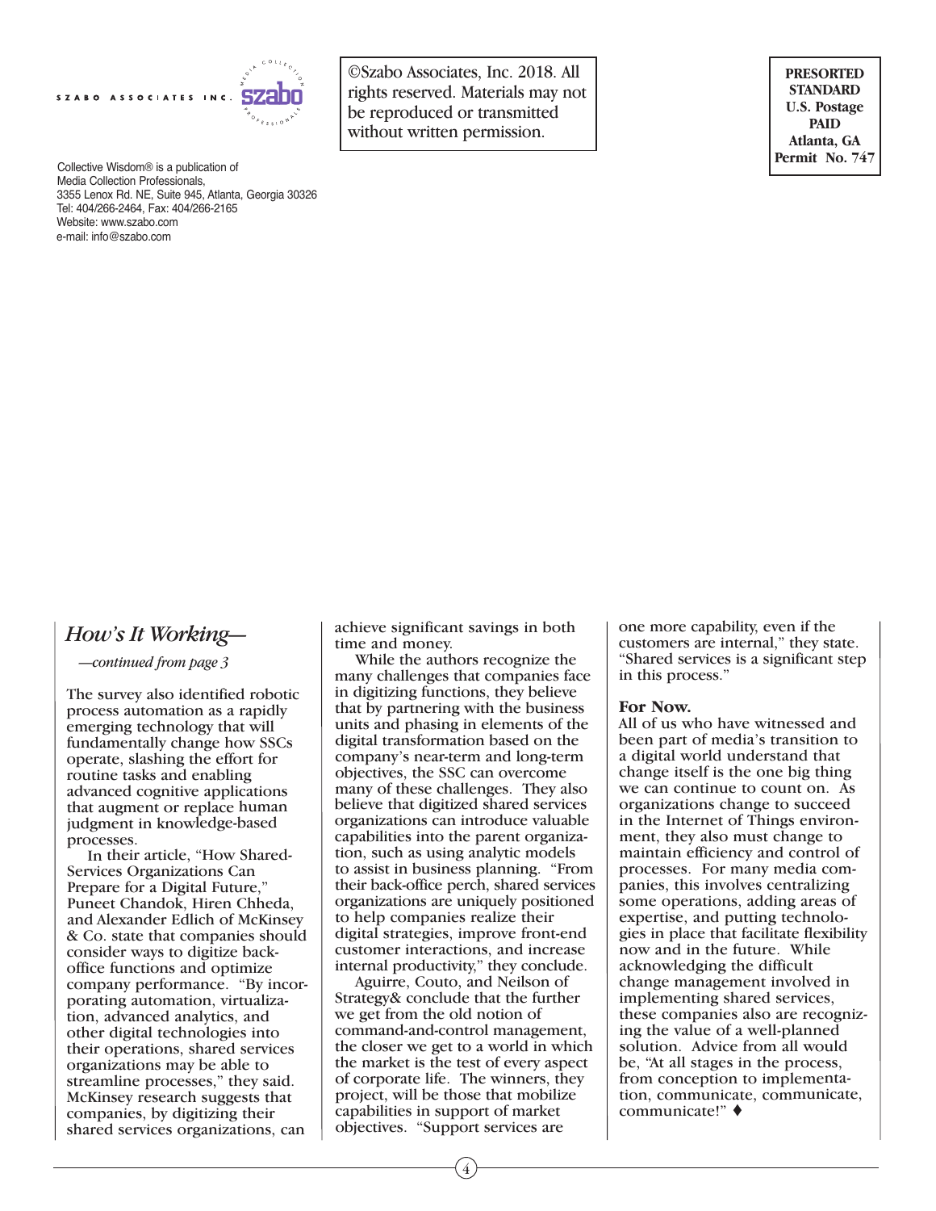SZABO ASSOCIATES INC.

Collective Wisdom® is a publication of
Media Collection Professionals,
3355 Lenox Rd. NE, Suite 945, Atlanta, Georgia 30326
Tel: 404/266-2464, Fax: 404/266-2165
Website: www.szabo.com
e-mail: info@szabo.com

©Szabo Associates, Inc. 2018. All rights reserved. Materials may not be reproduced or transmitted without written permission.

**PRESORTED STANDARD U.S. Postage PAID Atlanta, GA Permit No. 747**

## *How's It Working—*

*—continued from page 3*

The survey also identified robotic process automation as a rapidly emerging technology that will fundamentally change how SSCs operate, slashing the effort for routine tasks and enabling advanced cognitive applications that augment or replace human judgment in knowledge-based processes.

In their article, "How Shared-Services Organizations Can Prepare for a Digital Future," Puneet Chandok, Hiren Chheda, and Alexander Edlich of McKinsey & Co. state that companies should consider ways to digitize back-office functions and optimize company performance. "By incorporating automation, virtualization, advanced analytics, and other digital technologies into their operations, shared services organizations may be able to streamline processes," they said. McKinsey research suggests that companies, by digitizing their shared services organizations, can achieve significant savings in both time and money.

While the authors recognize the many challenges that companies face in digitizing functions, they believe that by partnering with the business units and phasing in elements of the digital transformation based on the company's near-term and long-term objectives, the SSC can overcome many of these challenges. They also believe that digitized shared services organizations can introduce valuable capabilities into the parent organization, such as using analytic models to assist in business planning. "From their back-office perch, shared services organizations are uniquely positioned to help companies realize their digital strategies, improve front-end customer interactions, and increase internal productivity," they conclude.

Aguirre, Couto, and Neilson of Strategy& conclude that the further we get from the old notion of command-and-control management, the closer we get to a world in which the market is the test of every aspect of corporate life. The winners, they project, will be those that mobilize capabilities in support of market objectives. "Support services are one more capability, even if the customers are internal," they state. "Shared services is a significant step in this process."

**For Now.**
All of us who have witnessed and been part of media's transition to a digital world understand that change itself is the one big thing we can continue to count on. As organizations change to succeed in the Internet of Things environment, they also must change to maintain efficiency and control of processes. For many media companies, this involves centralizing some operations, adding areas of expertise, and putting technologies in place that facilitate flexibility now and in the future. While acknowledging the difficult change management involved in implementing shared services, these companies also are recognizing the value of a well-planned solution. Advice from all would be, "At all stages in the process, from conception to implementation, communicate, communicate, communicate!" ♦